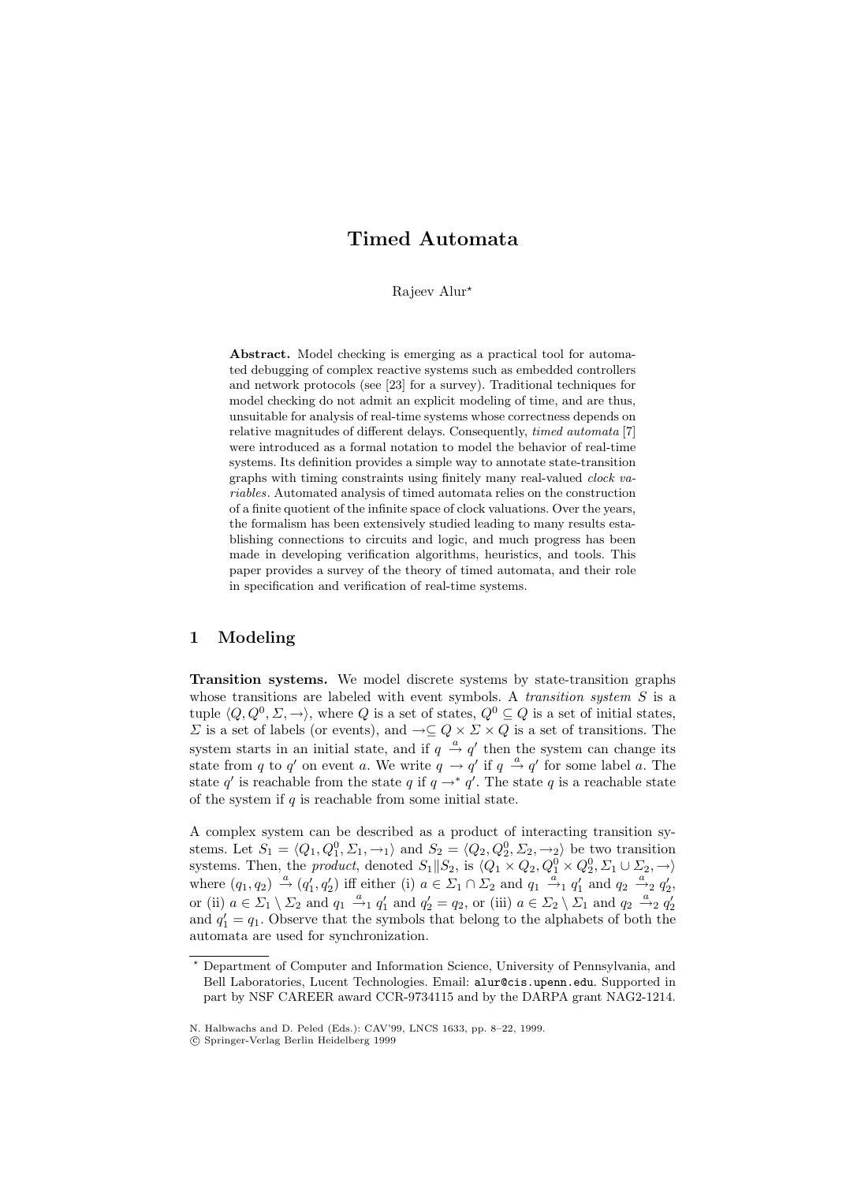# Timed Automata

Rajeev Alur*

**Abstract.** Model checking is emerging as a practical tool for automated debugging of complex reactive systems such as embedded controllers and network protocols (see [23] for a survey). Traditional techniques for model checking do not admit an explicit modeling of time, and are thus, unsuitable for analysis of real-time systems whose correctness depends on relative magnitudes of different delays. Consequently, *timed automata* [7] were introduced as a formal notation to model the behavior of real-time systems. Its definition provides a simple way to annotate state-transition graphs with timing constraints using finitely many real-valued *clock variables*. Automated analysis of timed automata relies on the construction of a finite quotient of the infinite space of clock valuations. Over the years, the formalism has been extensively studied leading to many results establishing connections to circuits and logic, and much progress has been made in developing verification algorithms, heuristics, and tools. This paper provides a survey of the theory of timed automata, and their role in specification and verification of real-time systems.

## 1 Modeling

**Transition systems.** We model discrete systems by state-transition graphs whose transitions are labeled with event symbols. A *transition system* $S$ is a tuple $\langle Q, Q^0, \Sigma, \rightarrow \rangle$, where $Q$ is a set of states, $Q^0 \subseteq Q$ is a set of initial states, $\Sigma$ is a set of labels (or events), and $\rightarrow \subseteq Q \times \Sigma \times Q$ is a set of transitions. The system starts in an initial state, and if $q \xrightarrow{a} q'$ then the system can change its state from $q$ to $q'$ on event $a$. We write $q \rightarrow q'$ if $q \xrightarrow{a} q'$ for some label $a$. The state $q'$ is reachable from the state $q$ if $q \rightarrow^* q'$. The state $q$ is a reachable state of the system if $q$ is reachable from some initial state.

A complex system can be described as a product of interacting transition systems. Let $S_1 = \langle Q_1, Q_1^0, \Sigma_1, \rightarrow_1 \rangle$ and $S_2 = \langle Q_2, Q_2^0, \Sigma_2, \rightarrow_2 \rangle$ be two transition systems. Then, the *product*, denoted $S_1 \| S_2$, is $\langle Q_1 \times Q_2, Q_1^0 \times Q_2^0, \Sigma_1 \cup \Sigma_2, \rightarrow \rangle$ where $(q_1, q_2) \xrightarrow{a} (q_1', q_2')$ iff either (i) $a \in \Sigma_1 \cap \Sigma_2$ and $q_1 \xrightarrow{a}_1 q_1'$ and $q_2 \xrightarrow{a}_2 q_2'$, or (ii) $a \in \Sigma_1 \setminus \Sigma_2$ and $q_1 \xrightarrow{a}_1 q_1'$ and $q_2' = q_2$, or (iii) $a \in \Sigma_2 \setminus \Sigma_1$ and $q_2 \xrightarrow{a}_2 q_2'$ and $q_1' = q_1$. Observe that the symbols that belong to the alphabets of both the automata are used for synchronization.

* Department of Computer and Information Science, University of Pennsylvania, and Bell Laboratories, Lucent Technologies. Email: alur@cis.upenn.edu. Supported in part by NSF CAREER award CCR-9734115 and by the DARPA grant NAG2-1214.

N. Halbwachs and D. Peled (Eds.): CAV'99, LNCS 1633, pp. 8–22, 1999.
© Springer-Verlag Berlin Heidelberg 1999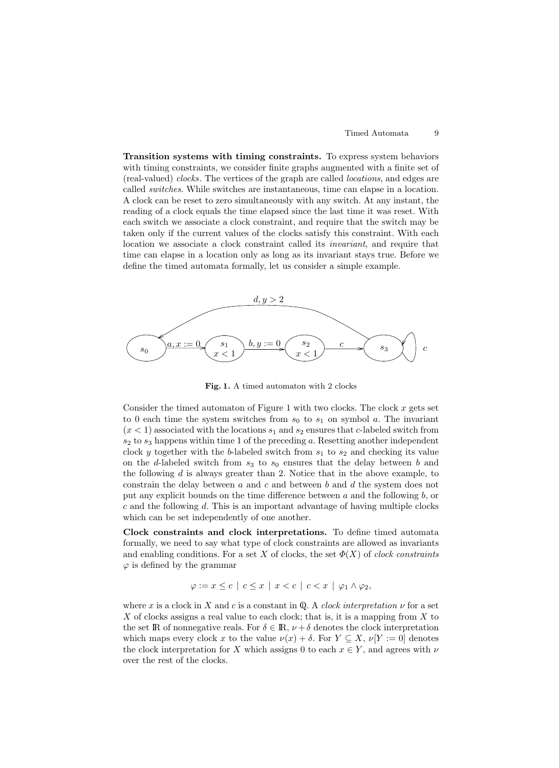**Transition systems with timing constraints.** To express system behaviors with timing constraints, we consider finite graphs augmented with a finite set of (real-valued) *clocks*. The vertices of the graph are called *locations*, and edges are called *switches*. While switches are instantaneous, time can elapse in a location. A clock can be reset to zero simultaneously with any switch. At any instant, the reading of a clock equals the time elapsed since the last time it was reset. With each switch we associate a clock constraint, and require that the switch may be taken only if the current values of the clocks satisfy this constraint. With each location we associate a clock constraint called its *invariant*, and require that time can elapse in a location only as long as its invariant stays true. Before we define the timed automata formally, let us consider a simple example.

**Fig. 1.** A timed automaton with 2 clocks

Consider the timed automaton of Figure 1 with two clocks. The clock $x$ gets set to 0 each time the system switches from $s_0$ to $s_1$ on symbol $a$. The invariant $(x < 1)$ associated with the locations $s_1$ and $s_2$ ensures that $c$-labeled switch from $s_2$ to $s_3$ happens within time 1 of the preceding $a$. Resetting another independent clock $y$ together with the $b$-labeled switch from $s_1$ to $s_2$ and checking its value on the $d$-labeled switch from $s_3$ to $s_0$ ensures that the delay between $b$ and the following $d$ is always greater than 2. Notice that in the above example, to constrain the delay between $a$ and $c$ and between $b$ and $d$ the system does not put any explicit bounds on the time difference between $a$ and the following $b$, or $c$ and the following $d$. This is an important advantage of having multiple clocks which can be set independently of one another.

**Clock constraints and clock interpretations.** To define timed automata formally, we need to say what type of clock constraints are allowed as invariants and enabling conditions. For a set $X$ of clocks, the set $\Phi(X)$ of *clock constraints* $\varphi$ is defined by the grammar

$$\varphi := x \leq c \mid c \leq x \mid x < c \mid c < x \mid \varphi_1 \wedge \varphi_2,$$

where $x$ is a clock in $X$ and $c$ is a constant in $\mathbb{Q}$. A *clock interpretation* $\nu$ for a set $X$ of clocks assigns a real value to each clock; that is, it is a mapping from $X$ to the set $\mathbb{R}$ of nonnegative reals. For $\delta \in \mathbb{R}$, $\nu + \delta$ denotes the clock interpretation which maps every clock $x$ to the value $\nu(x) + \delta$. For $Y \subseteq X$, $\nu[Y := 0]$ denotes the clock interpretation for $X$ which assigns 0 to each $x \in Y$, and agrees with $\nu$ over the rest of the clocks.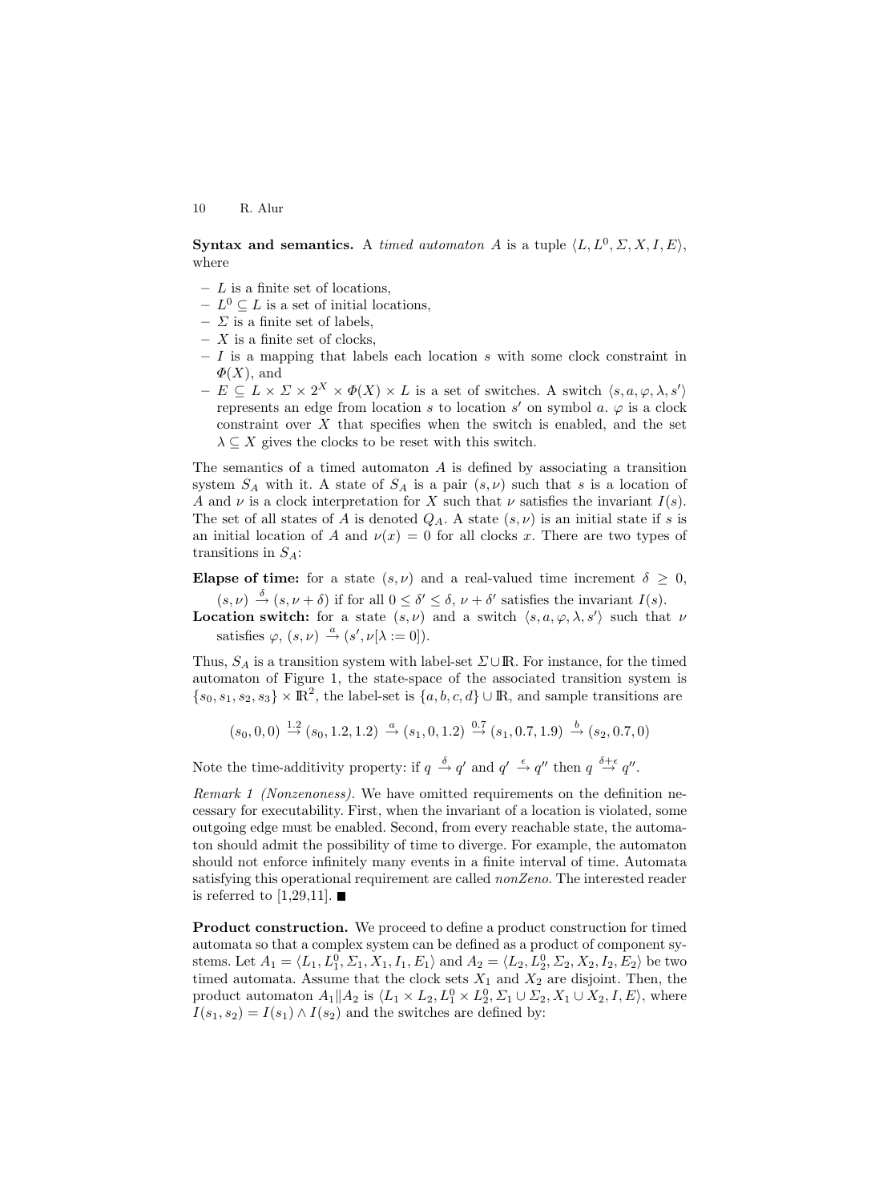**Syntax and semantics.** A *timed automaton* $A$ is a tuple $\langle L, L^0, \Sigma, X, I, E\rangle$, where

- $L$ is a finite set of locations,
- $L^0 \subseteq L$ is a set of initial locations,
- $\Sigma$ is a finite set of labels,
- $X$ is a finite set of clocks,
- $I$ is a mapping that labels each location $s$ with some clock constraint in $\Phi(X)$, and
- $E \subseteq L \times \Sigma \times 2^X \times \Phi(X) \times L$ is a set of switches. A switch $\langle s, a, \varphi, \lambda, s'\rangle$ represents an edge from location $s$ to location $s'$ on symbol $a$. $\varphi$ is a clock constraint over $X$ that specifies when the switch is enabled, and the set $\lambda \subseteq X$ gives the clocks to be reset with this switch.

The semantics of a timed automaton $A$ is defined by associating a transition system $S_A$ with it. A state of $S_A$ is a pair $(s, \nu)$ such that $s$ is a location of $A$ and $\nu$ is a clock interpretation for $X$ such that $\nu$ satisfies the invariant $I(s)$. The set of all states of $A$ is denoted $Q_A$. A state $(s, \nu)$ is an initial state if $s$ is an initial location of $A$ and $\nu(x) = 0$ for all clocks $x$. There are two types of transitions in $S_A$:

**Elapse of time:** for a state $(s, \nu)$ and a real-valued time increment $\delta \geq 0$, $(s, \nu) \xrightarrow{\delta} (s, \nu + \delta)$ if for all $0 \leq \delta' \leq \delta$, $\nu + \delta'$ satisfies the invariant $I(s)$.

**Location switch:** for a state $(s, \nu)$ and a switch $\langle s, a, \varphi, \lambda, s'\rangle$ such that $\nu$ satisfies $\varphi$, $(s, \nu) \xrightarrow{a} (s', \nu[\lambda := 0])$.

Thus, $S_A$ is a transition system with label-set $\Sigma \cup \mathbb{R}$. For instance, for the timed automaton of Figure 1, the state-space of the associated transition system is $\{s_0, s_1, s_2, s_3\} \times \mathbb{R}^2$, the label-set is $\{a, b, c, d\} \cup \mathbb{R}$, and sample transitions are

$$(s_0, 0, 0) \xrightarrow{1.2} (s_0, 1.2, 1.2) \xrightarrow{a} (s_1, 0, 1.2) \xrightarrow{0.7} (s_1, 0.7, 1.9) \xrightarrow{b} (s_2, 0.7, 0)$$

Note the time-additivity property: if $q \xrightarrow{\delta} q'$ and $q' \xrightarrow{\epsilon} q''$ then $q \xrightarrow{\delta+\epsilon} q''$.

*Remark 1 (Nonzenoness).* We have omitted requirements on the definition necessary for executability. First, when the invariant of a location is violated, some outgoing edge must be enabled. Second, from every reachable state, the automaton should admit the possibility of time to diverge. For example, the automaton should not enforce infinitely many events in a finite interval of time. Automata satisfying this operational requirement are called *nonZeno*. The interested reader is referred to [1,29,11]. ■

**Product construction.** We proceed to define a product construction for timed automata so that a complex system can be defined as a product of component systems. Let $A_1 = \langle L_1, L_1^0, \Sigma_1, X_1, I_1, E_1\rangle$ and $A_2 = \langle L_2, L_2^0, \Sigma_2, X_2, I_2, E_2\rangle$ be two timed automata. Assume that the clock sets $X_1$ and $X_2$ are disjoint. Then, the product automaton $A_1 \| A_2$ is $\langle L_1 \times L_2, L_1^0 \times L_2^0, \Sigma_1 \cup \Sigma_2, X_1 \cup X_2, I, E\rangle$, where $I(s_1, s_2) = I(s_1) \wedge I(s_2)$ and the switches are defined by: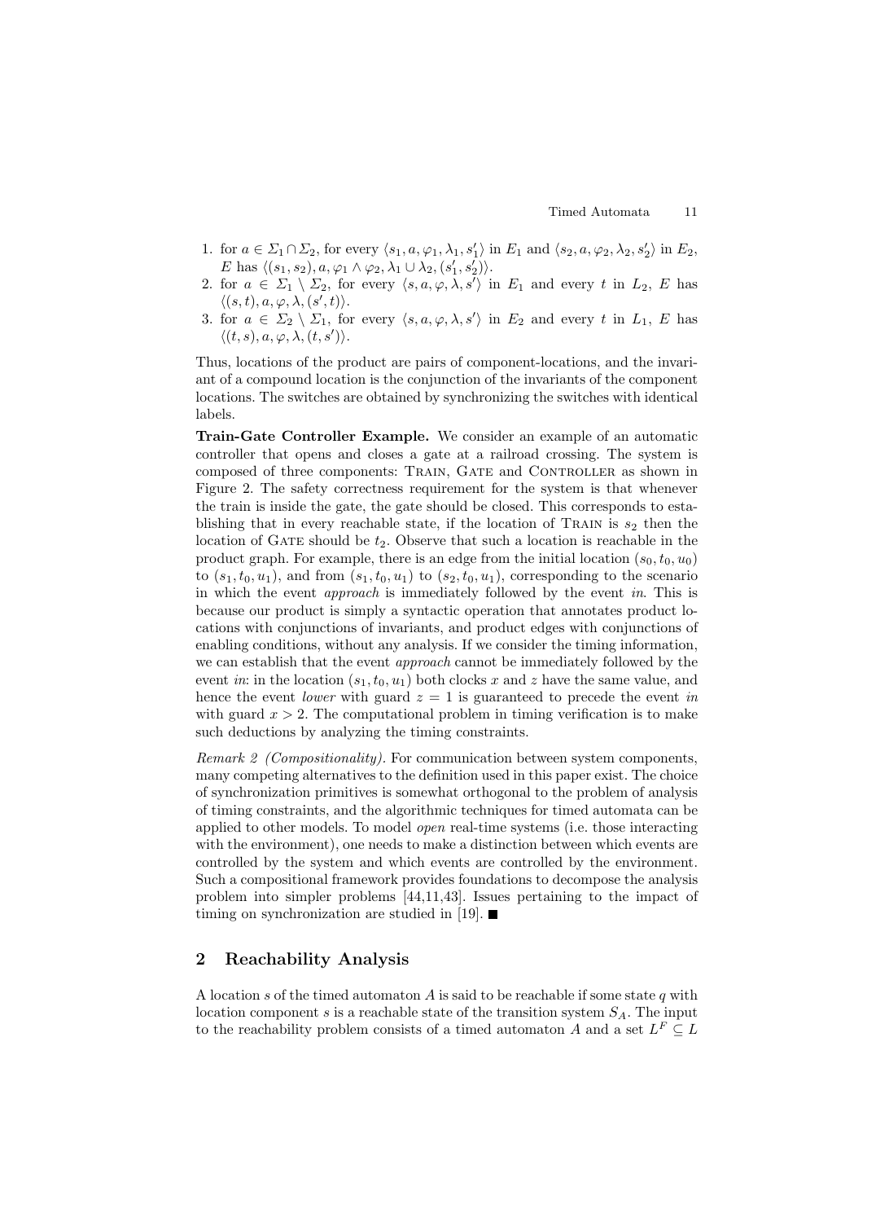1. for $a \in \Sigma_1 \cap \Sigma_2$, for every $\langle s_1, a, \varphi_1, \lambda_1, s_1' \rangle$ in $E_1$ and $\langle s_2, a, \varphi_2, \lambda_2, s_2' \rangle$ in $E_2$, $E$ has $\langle (s_1, s_2), a, \varphi_1 \wedge \varphi_2, \lambda_1 \cup \lambda_2, (s_1', s_2') \rangle$.
2. for $a \in \Sigma_1 \setminus \Sigma_2$, for every $\langle s, a, \varphi, \lambda, s' \rangle$ in $E_1$ and every $t$ in $L_2$, $E$ has $\langle (s, t), a, \varphi, \lambda, (s', t) \rangle$.
3. for $a \in \Sigma_2 \setminus \Sigma_1$, for every $\langle s, a, \varphi, \lambda, s' \rangle$ in $E_2$ and every $t$ in $L_1$, $E$ has $\langle (t, s), a, \varphi, \lambda, (t, s') \rangle$.

Thus, locations of the product are pairs of component-locations, and the invariant of a compound location is the conjunction of the invariants of the component locations. The switches are obtained by synchronizing the switches with identical labels.

**Train-Gate Controller Example.** We consider an example of an automatic controller that opens and closes a gate at a railroad crossing. The system is composed of three components: TRAIN, GATE and CONTROLLER as shown in Figure 2. The safety correctness requirement for the system is that whenever the train is inside the gate, the gate should be closed. This corresponds to establishing that in every reachable state, if the location of TRAIN is $s_2$ then the location of GATE should be $t_2$. Observe that such a location is reachable in the product graph. For example, there is an edge from the initial location $(s_0, t_0, u_0)$ to $(s_1, t_0, u_1)$, and from $(s_1, t_0, u_1)$ to $(s_2, t_0, u_1)$, corresponding to the scenario in which the event *approach* is immediately followed by the event *in*. This is because our product is simply a syntactic operation that annotates product locations with conjunctions of invariants, and product edges with conjunctions of enabling conditions, without any analysis. If we consider the timing information, we can establish that the event *approach* cannot be immediately followed by the event *in*: in the location $(s_1, t_0, u_1)$ both clocks $x$ and $z$ have the same value, and hence the event *lower* with guard $z = 1$ is guaranteed to precede the event *in* with guard $x > 2$. The computational problem in timing verification is to make such deductions by analyzing the timing constraints.

*Remark 2 (Compositionality).* For communication between system components, many competing alternatives to the definition used in this paper exist. The choice of synchronization primitives is somewhat orthogonal to the problem of analysis of timing constraints, and the algorithmic techniques for timed automata can be applied to other models. To model *open* real-time systems (i.e. those interacting with the environment), one needs to make a distinction between which events are controlled by the system and which events are controlled by the environment. Such a compositional framework provides foundations to decompose the analysis problem into simpler problems [44,11,43]. Issues pertaining to the impact of timing on synchronization are studied in [19]. ■

## 2 Reachability Analysis

A location $s$ of the timed automaton $A$ is said to be reachable if some state $q$ with location component $s$ is a reachable state of the transition system $S_A$. The input to the reachability problem consists of a timed automaton $A$ and a set $L^F \subseteq L$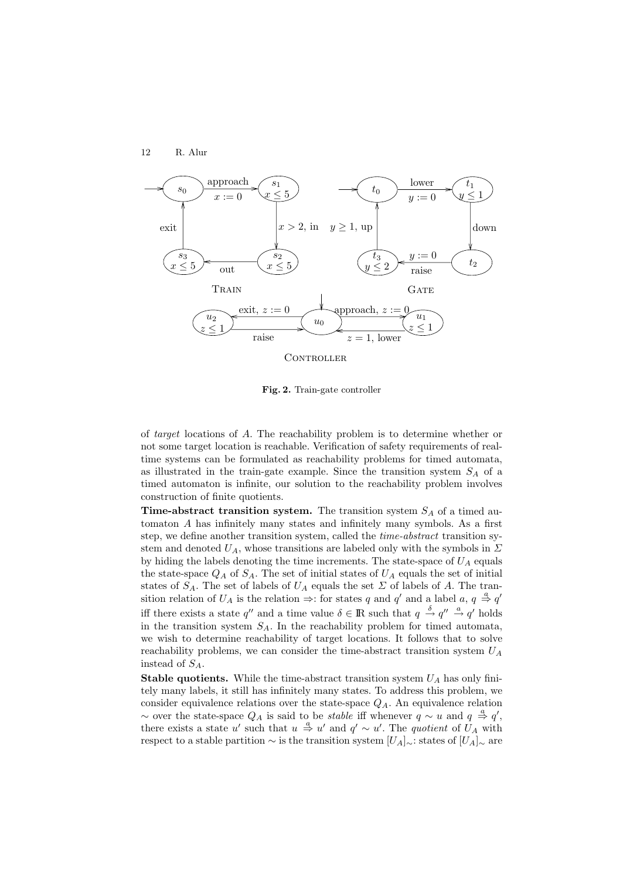**Fig. 2.** Train-gate controller

of *target* locations of $A$. The reachability problem is to determine whether or not some target location is reachable. Verification of safety requirements of real-time systems can be formulated as reachability problems for timed automata, as illustrated in the train-gate example. Since the transition system $S_A$ of a timed automaton is infinite, our solution to the reachability problem involves construction of finite quotients.

**Time-abstract transition system.** The transition system $S_A$ of a timed automaton $A$ has infinitely many states and infinitely many symbols. As a first step, we define another transition system, called the *time-abstract* transition system and denoted $U_A$, whose transitions are labeled only with the symbols in $\Sigma$ by hiding the labels denoting the time increments. The state-space of $U_A$ equals the state-space $Q_A$ of $S_A$. The set of initial states of $U_A$ equals the set of initial states of $S_A$. The set of labels of $U_A$ equals the set $\Sigma$ of labels of $A$. The transition relation of $U_A$ is the relation $\Rightarrow$: for states $q$ and $q'$ and a label $a$, $q \stackrel{a}{\Rightarrow} q'$ iff there exists a state $q''$ and a time value $\delta \in \mathbb{R}$ such that $q \stackrel{\delta}{\rightarrow} q'' \stackrel{a}{\rightarrow} q'$ holds in the transition system $S_A$. In the reachability problem for timed automata, we wish to determine reachability of target locations. It follows that to solve reachability problems, we can consider the time-abstract transition system $U_A$ instead of $S_A$.

**Stable quotients.** While the time-abstract transition system $U_A$ has only finitely many labels, it still has infinitely many states. To address this problem, we consider equivalence relations over the state-space $Q_A$. An equivalence relation $\sim$ over the state-space $Q_A$ is said to be *stable* iff whenever $q \sim u$ and $q \stackrel{a}{\Rightarrow} q'$, there exists a state $u'$ such that $u \stackrel{a}{\Rightarrow} u'$ and $q' \sim u'$. The *quotient* of $U_A$ with respect to a stable partition $\sim$ is the transition system $[U_A]_\sim$: states of $[U_A]_\sim$ are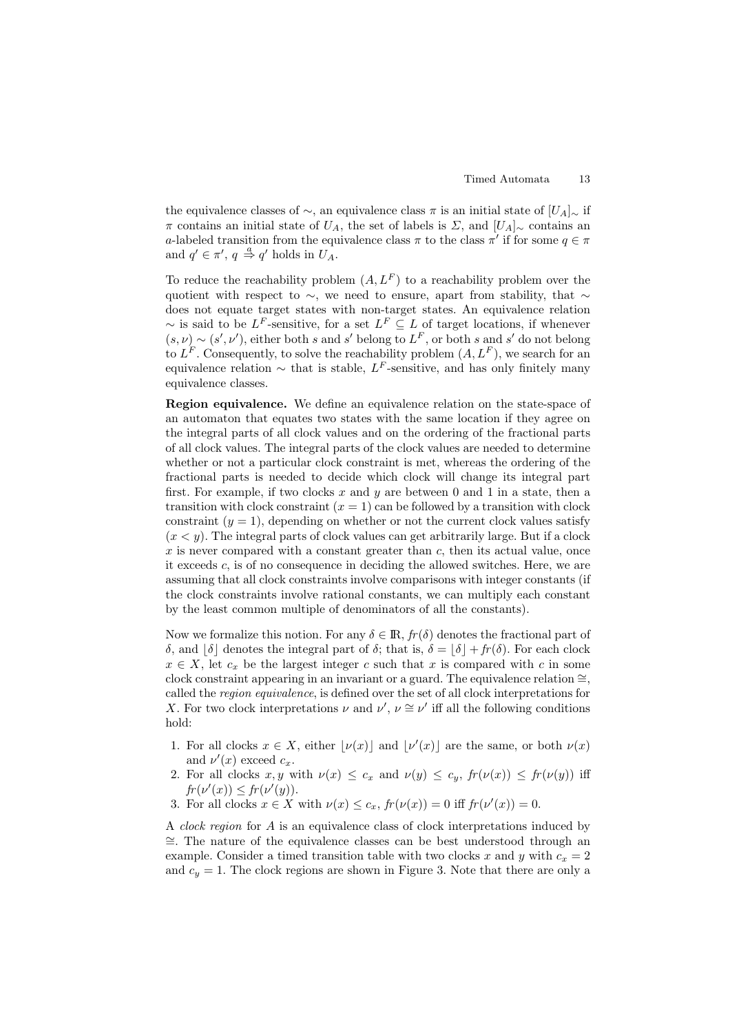the equivalence classes of $\sim$, an equivalence class $\pi$ is an initial state of $[U_A]_\sim$ if $\pi$ contains an initial state of $U_A$, the set of labels is $\Sigma$, and $[U_A]_\sim$ contains an $a$-labeled transition from the equivalence class $\pi$ to the class $\pi'$ if for some $q \in \pi$ and $q' \in \pi'$, $q \overset{a}{\Rightarrow} q'$ holds in $U_A$.

To reduce the reachability problem $(A, L^F)$ to a reachability problem over the quotient with respect to $\sim$, we need to ensure, apart from stability, that $\sim$ does not equate target states with non-target states. An equivalence relation $\sim$ is said to be $L^F$-sensitive, for a set $L^F \subseteq L$ of target locations, if whenever $(s, \nu) \sim (s', \nu')$, either both $s$ and $s'$ belong to $L^F$, or both $s$ and $s'$ do not belong to $L^F$. Consequently, to solve the reachability problem $(A, L^F)$, we search for an equivalence relation $\sim$ that is stable, $L^F$-sensitive, and has only finitely many equivalence classes.

**Region equivalence.** We define an equivalence relation on the state-space of an automaton that equates two states with the same location if they agree on the integral parts of all clock values and on the ordering of the fractional parts of all clock values. The integral parts of the clock values are needed to determine whether or not a particular clock constraint is met, whereas the ordering of the fractional parts is needed to decide which clock will change its integral part first. For example, if two clocks $x$ and $y$ are between 0 and 1 in a state, then a transition with clock constraint $(x = 1)$ can be followed by a transition with clock constraint $(y = 1)$, depending on whether or not the current clock values satisfy $(x < y)$. The integral parts of clock values can get arbitrarily large. But if a clock $x$ is never compared with a constant greater than $c$, then its actual value, once it exceeds $c$, is of no consequence in deciding the allowed switches. Here, we are assuming that all clock constraints involve comparisons with integer constants (if the clock constraints involve rational constants, we can multiply each constant by the least common multiple of denominators of all the constants).

Now we formalize this notion. For any $\delta \in \mathbb{R}$, $fr(\delta)$ denotes the fractional part of $\delta$, and $\lfloor \delta \rfloor$ denotes the integral part of $\delta$; that is, $\delta = \lfloor \delta \rfloor + fr(\delta)$. For each clock $x \in X$, let $c_x$ be the largest integer $c$ such that $x$ is compared with $c$ in some clock constraint appearing in an invariant or a guard. The equivalence relation $\cong$, called the *region equivalence*, is defined over the set of all clock interpretations for $X$. For two clock interpretations $\nu$ and $\nu'$, $\nu \cong \nu'$ iff all the following conditions hold:

1. For all clocks $x \in X$, either $\lfloor \nu(x) \rfloor$ and $\lfloor \nu'(x) \rfloor$ are the same, or both $\nu(x)$ and $\nu'(x)$ exceed $c_x$.
2. For all clocks $x, y$ with $\nu(x) \leq c_x$ and $\nu(y) \leq c_y$, $fr(\nu(x)) \leq fr(\nu(y))$ iff $fr(\nu'(x)) \leq fr(\nu'(y))$.
3. For all clocks $x \in X$ with $\nu(x) \leq c_x$, $fr(\nu(x)) = 0$ iff $fr(\nu'(x)) = 0$.

A *clock region* for $A$ is an equivalence class of clock interpretations induced by $\cong$. The nature of the equivalence classes can be best understood through an example. Consider a timed transition table with two clocks $x$ and $y$ with $c_x = 2$ and $c_y = 1$. The clock regions are shown in Figure 3. Note that there are only a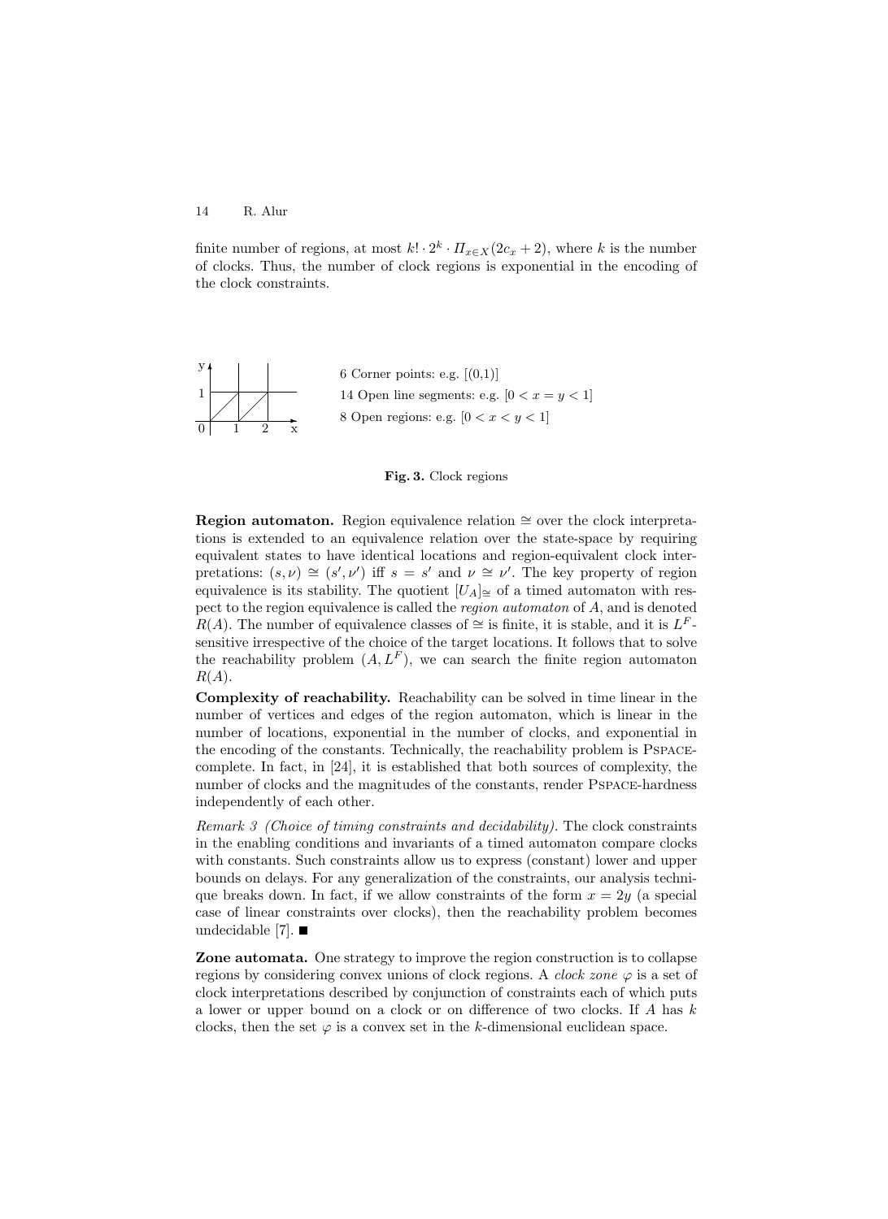finite number of regions, at most $k! \cdot 2^k \cdot \Pi_{x \in X}(2c_x + 2)$, where $k$ is the number of clocks. Thus, the number of clock regions is exponential in the encoding of the clock constraints.

6 Corner points: e.g. $[(0,1)]$

14 Open line segments: e.g. $[0 < x = y < 1]$

8 Open regions: e.g. $[0 < x < y < 1]$

**Fig. 3.** Clock regions

**Region automaton.** Region equivalence relation $\cong$ over the clock interpretations is extended to an equivalence relation over the state-space by requiring equivalent states to have identical locations and region-equivalent clock interpretations: $(s, \nu) \cong (s', \nu')$ iff $s = s'$ and $\nu \cong \nu'$. The key property of region equivalence is its stability. The quotient $[U_A]_{\cong}$ of a timed automaton with respect to the region equivalence is called the *region automaton* of $A$, and is denoted $R(A)$. The number of equivalence classes of $\cong$ is finite, it is stable, and it is $L^F$-sensitive irrespective of the choice of the target locations. It follows that to solve the reachability problem $(A, L^F)$, we can search the finite region automaton $R(A)$.

**Complexity of reachability.** Reachability can be solved in time linear in the number of vertices and edges of the region automaton, which is linear in the number of locations, exponential in the number of clocks, and exponential in the encoding of the constants. Technically, the reachability problem is PSPACE-complete. In fact, in [24], it is established that both sources of complexity, the number of clocks and the magnitudes of the constants, render PSPACE-hardness independently of each other.

*Remark 3 (Choice of timing constraints and decidability).* The clock constraints in the enabling conditions and invariants of a timed automaton compare clocks with constants. Such constraints allow us to express (constant) lower and upper bounds on delays. For any generalization of the constraints, our analysis technique breaks down. In fact, if we allow constraints of the form $x = 2y$ (a special case of linear constraints over clocks), then the reachability problem becomes undecidable [7]. ■

**Zone automata.** One strategy to improve the region construction is to collapse regions by considering convex unions of clock regions. A *clock zone* $\varphi$ is a set of clock interpretations described by conjunction of constraints each of which puts a lower or upper bound on a clock or on difference of two clocks. If $A$ has $k$ clocks, then the set $\varphi$ is a convex set in the $k$-dimensional euclidean space.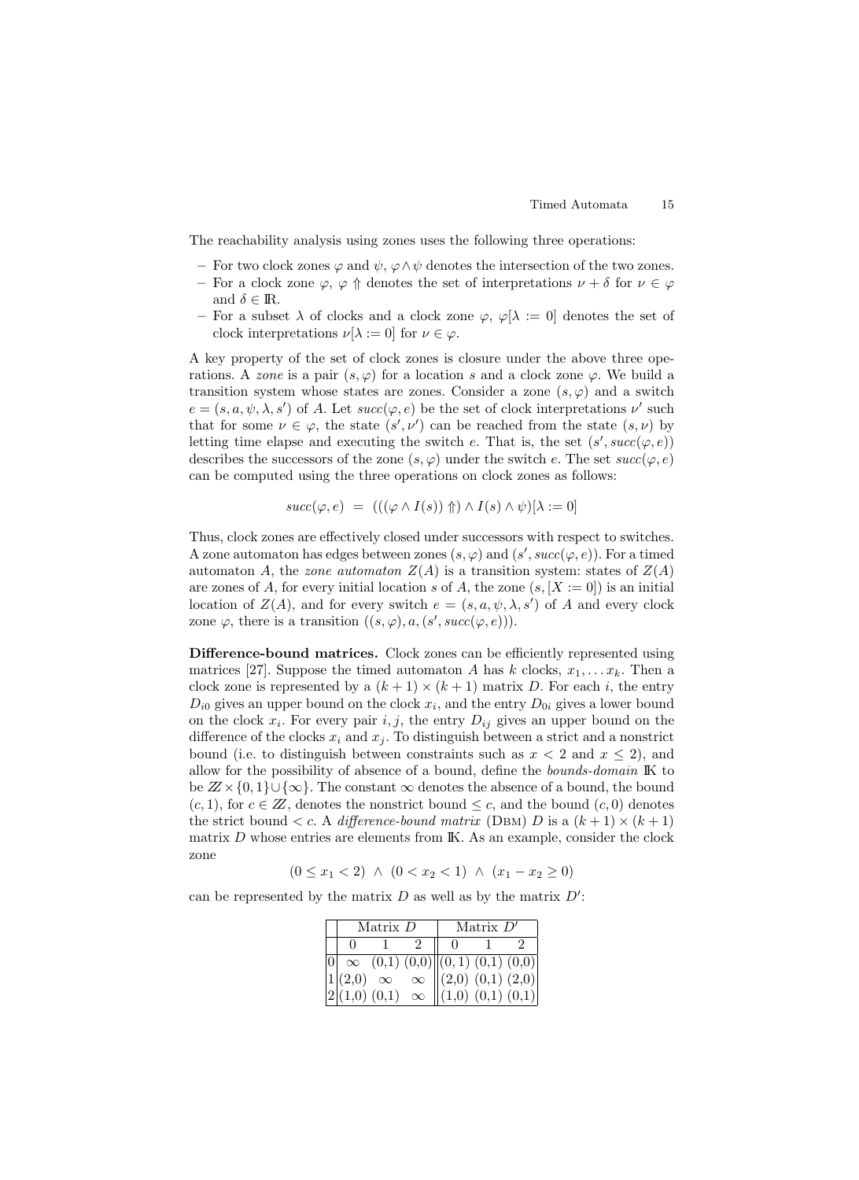The reachability analysis using zones uses the following three operations:

- For two clock zones $\varphi$ and $\psi$, $\varphi \wedge \psi$ denotes the intersection of the two zones.
- For a clock zone $\varphi$, $\varphi \Uparrow$ denotes the set of interpretations $\nu + \delta$ for $\nu \in \varphi$ and $\delta \in \mathbb{R}$.
- For a subset $\lambda$ of clocks and a clock zone $\varphi$, $\varphi[\lambda := 0]$ denotes the set of clock interpretations $\nu[\lambda := 0]$ for $\nu \in \varphi$.

A key property of the set of clock zones is closure under the above three operations. A *zone* is a pair $(s, \varphi)$ for a location $s$ and a clock zone $\varphi$. We build a transition system whose states are zones. Consider a zone $(s, \varphi)$ and a switch $e = (s, a, \psi, \lambda, s')$ of $A$. Let $succ(\varphi, e)$ be the set of clock interpretations $\nu'$ such that for some $\nu \in \varphi$, the state $(s', \nu')$ can be reached from the state $(s, \nu)$ by letting time elapse and executing the switch $e$. That is, the set $(s', succ(\varphi, e))$ describes the successors of the zone $(s, \varphi)$ under the switch $e$. The set $succ(\varphi, e)$ can be computed using the three operations on clock zones as follows:

$$succ(\varphi, e) \;=\; (((\varphi \wedge I(s)) \Uparrow) \wedge I(s) \wedge \psi)[\lambda := 0]$$

Thus, clock zones are effectively closed under successors with respect to switches. A zone automaton has edges between zones $(s, \varphi)$ and $(s', succ(\varphi, e))$. For a timed automaton $A$, the *zone automaton* $Z(A)$ is a transition system: states of $Z(A)$ are zones of $A$, for every initial location $s$ of $A$, the zone $(s, [X := 0])$ is an initial location of $Z(A)$, and for every switch $e = (s, a, \psi, \lambda, s')$ of $A$ and every clock zone $\varphi$, there is a transition $((s, \varphi), a, (s', succ(\varphi, e)))$.

**Difference-bound matrices.** Clock zones can be efficiently represented using matrices [27]. Suppose the timed automaton $A$ has $k$ clocks, $x_1, \ldots x_k$. Then a clock zone is represented by a $(k+1) \times (k+1)$ matrix $D$. For each $i$, the entry $D_{i0}$ gives an upper bound on the clock $x_i$, and the entry $D_{0i}$ gives a lower bound on the clock $x_i$. For every pair $i, j$, the entry $D_{ij}$ gives an upper bound on the difference of the clocks $x_i$ and $x_j$. To distinguish between a strict and a nonstrict bound (i.e. to distinguish between constraints such as $x < 2$ and $x \leq 2$), and allow for the possibility of absence of a bound, define the *bounds-domain* $\mathbb{K}$ to be $\mathbb{Z} \times \{0, 1\} \cup \{\infty\}$. The constant $\infty$ denotes the absence of a bound, the bound $(c, 1)$, for $c \in \mathbb{Z}$, denotes the nonstrict bound $\leq c$, and the bound $(c, 0)$ denotes the strict bound $< c$. A *difference-bound matrix* (DBM) $D$ is a $(k+1) \times (k+1)$ matrix $D$ whose entries are elements from $\mathbb{K}$. As an example, consider the clock zone

$$(0 \leq x_1 < 2) \;\wedge\; (0 < x_2 < 1) \;\wedge\; (x_1 - x_2 \geq 0)$$

can be represented by the matrix $D$ as well as by the matrix $D'$:

| | Matrix $D$ | | | Matrix $D'$ | | |
|---|---|---|---|---|---|---|
| | 0 | 1 | 2 | 0 | 1 | 2 |
| 0 | $\infty$ | (0,1) | (0,0) | (0,1) | (0,1) | (0,0) |
| 1 | (2,0) | $\infty$ | $\infty$ | (2,0) | (0,1) | (2,0) |
| 2 | (1,0) | (0,1) | $\infty$ | (1,0) | (0,1) | (0,1) |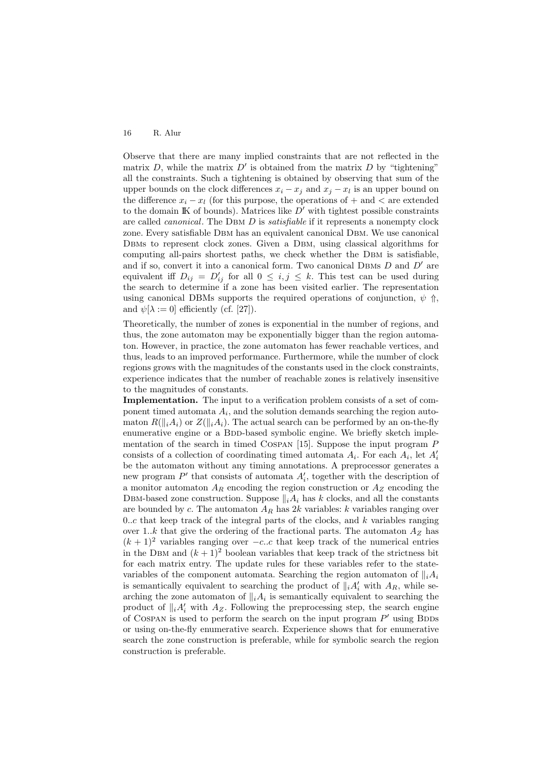Observe that there are many implied constraints that are not reflected in the matrix $D$, while the matrix $D'$ is obtained from the matrix $D$ by "tightening" all the constraints. Such a tightening is obtained by observing that sum of the upper bounds on the clock differences $x_i - x_j$ and $x_j - x_l$ is an upper bound on the difference $x_i - x_l$ (for this purpose, the operations of $+$ and $<$ are extended to the domain $\mathbb{K}$ of bounds). Matrices like $D'$ with tightest possible constraints are called *canonical*. The DBM $D$ is *satisfiable* if it represents a nonempty clock zone. Every satisfiable DBM has an equivalent canonical DBM. We use canonical DBMs to represent clock zones. Given a DBM, using classical algorithms for computing all-pairs shortest paths, we check whether the DBM is satisfiable, and if so, convert it into a canonical form. Two canonical DBMs $D$ and $D'$ are equivalent iff $D_{ij} = D'_{ij}$ for all $0 \leq i, j \leq k$. This test can be used during the search to determine if a zone has been visited earlier. The representation using canonical DBMs supports the required operations of conjunction, $\psi \Uparrow$, and $\psi[\lambda := 0]$ efficiently (cf. [27]).

Theoretically, the number of zones is exponential in the number of regions, and thus, the zone automaton may be exponentially bigger than the region automaton. However, in practice, the zone automaton has fewer reachable vertices, and thus, leads to an improved performance. Furthermore, while the number of clock regions grows with the magnitudes of the constants used in the clock constraints, experience indicates that the number of reachable zones is relatively insensitive to the magnitudes of constants.

**Implementation.** The input to a verification problem consists of a set of component timed automata $A_i$, and the solution demands searching the region automaton $R(\|_i A_i)$ or $Z(\|_i A_i)$. The actual search can be performed by an on-the-fly enumerative engine or a BDD-based symbolic engine. We briefly sketch implementation of the search in timed COSPAN [15]. Suppose the input program $P$ consists of a collection of coordinating timed automata $A_i$. For each $A_i$, let $A'_i$ be the automaton without any timing annotations. A preprocessor generates a new program $P'$ that consists of automata $A'_i$, together with the description of a monitor automaton $A_R$ encoding the region construction or $A_Z$ encoding the DBM-based zone construction. Suppose $\|_i A_i$ has $k$ clocks, and all the constants are bounded by $c$. The automaton $A_R$ has $2k$ variables: $k$ variables ranging over $0..c$ that keep track of the integral parts of the clocks, and $k$ variables ranging over $1..k$ that give the ordering of the fractional parts. The automaton $A_Z$ has $(k+1)^2$ variables ranging over $-c..c$ that keep track of the numerical entries in the DBM and $(k+1)^2$ boolean variables that keep track of the strictness bit for each matrix entry. The update rules for these variables refer to the state-variables of the component automata. Searching the region automaton of $\|_i A_i$ is semantically equivalent to searching the product of $\|_i A'_i$ with $A_R$, while searching the zone automaton of $\|_i A_i$ is semantically equivalent to searching the product of $\|_i A'_i$ with $A_Z$. Following the preprocessing step, the search engine of COSPAN is used to perform the search on the input program $P'$ using BDDs or using on-the-fly enumerative search. Experience shows that for enumerative search the zone construction is preferable, while for symbolic search the region construction is preferable.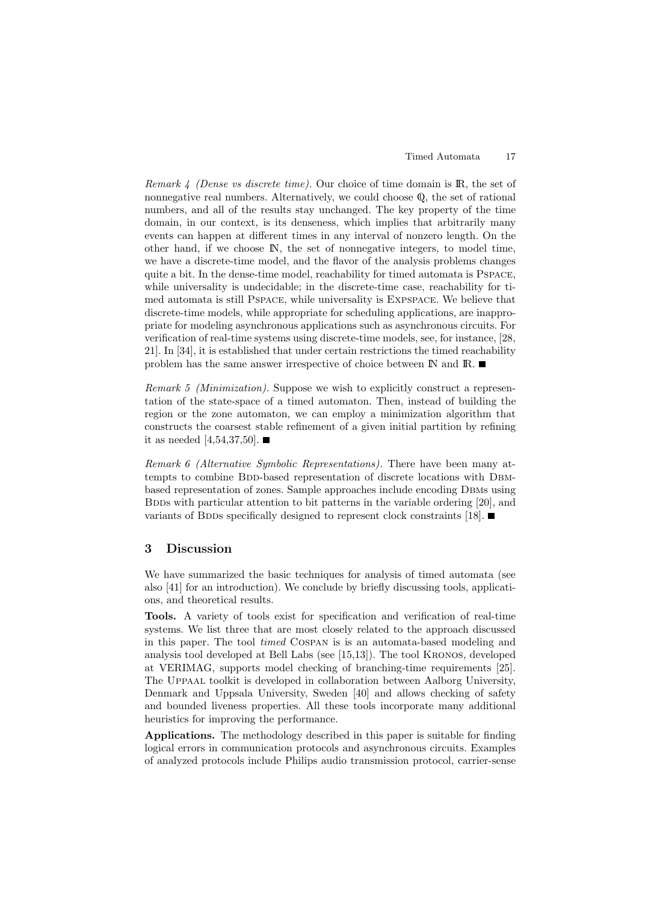*Remark 4 (Dense vs discrete time).* Our choice of time domain is $\mathbb{R}$, the set of nonnegative real numbers. Alternatively, we could choose $\mathbb{Q}$, the set of rational numbers, and all of the results stay unchanged. The key property of the time domain, in our context, is its denseness, which implies that arbitrarily many events can happen at different times in any interval of nonzero length. On the other hand, if we choose $\mathbb{N}$, the set of nonnegative integers, to model time, we have a discrete-time model, and the flavor of the analysis problems changes quite a bit. In the dense-time model, reachability for timed automata is PSPACE, while universality is undecidable; in the discrete-time case, reachability for timed automata is still PSPACE, while universality is EXPSPACE. We believe that discrete-time models, while appropriate for scheduling applications, are inappropriate for modeling asynchronous applications such as asynchronous circuits. For verification of real-time systems using discrete-time models, see, for instance, [28, 21]. In [34], it is established that under certain restrictions the timed reachability problem has the same answer irrespective of choice between $\mathbb{N}$ and $\mathbb{R}$. ■

*Remark 5 (Minimization).* Suppose we wish to explicitly construct a representation of the state-space of a timed automaton. Then, instead of building the region or the zone automaton, we can employ a minimization algorithm that constructs the coarsest stable refinement of a given initial partition by refining it as needed [4,54,37,50]. ■

*Remark 6 (Alternative Symbolic Representations).* There have been many attempts to combine BDD-based representation of discrete locations with DBM-based representation of zones. Sample approaches include encoding DBMs using BDDs with particular attention to bit patterns in the variable ordering [20], and variants of BDDs specifically designed to represent clock constraints [18]. ■

## 3 Discussion

We have summarized the basic techniques for analysis of timed automata (see also [41] for an introduction). We conclude by briefly discussing tools, applications, and theoretical results.

**Tools.** A variety of tools exist for specification and verification of real-time systems. We list three that are most closely related to the approach discussed in this paper. The tool *timed* COSPAN is is an automata-based modeling and analysis tool developed at Bell Labs (see [15,13]). The tool KRONOS, developed at VERIMAG, supports model checking of branching-time requirements [25]. The UPPAAL toolkit is developed in collaboration between Aalborg University, Denmark and Uppsala University, Sweden [40] and allows checking of safety and bounded liveness properties. All these tools incorporate many additional heuristics for improving the performance.

**Applications.** The methodology described in this paper is suitable for finding logical errors in communication protocols and asynchronous circuits. Examples of analyzed protocols include Philips audio transmission protocol, carrier-sense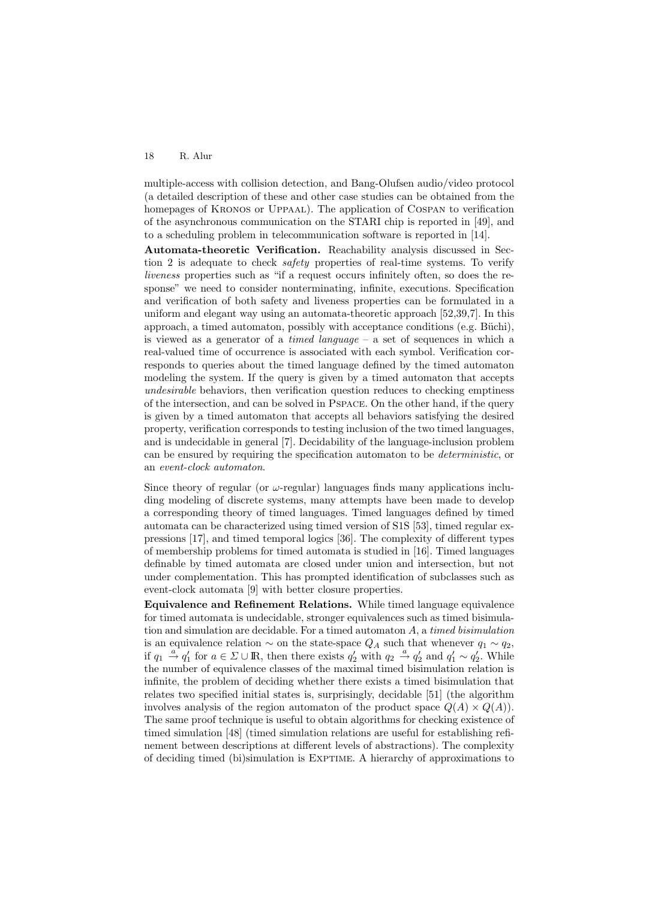multiple-access with collision detection, and Bang-Olufsen audio/video protocol (a detailed description of these and other case studies can be obtained from the homepages of Kronos or Uppaal). The application of Cospan to verification of the asynchronous communication on the STARI chip is reported in [49], and to a scheduling problem in telecommunication software is reported in [14].

**Automata-theoretic Verification.** Reachability analysis discussed in Section 2 is adequate to check *safety* properties of real-time systems. To verify *liveness* properties such as "if a request occurs infinitely often, so does the response" we need to consider nonterminating, infinite, executions. Specification and verification of both safety and liveness properties can be formulated in a uniform and elegant way using an automata-theoretic approach [52,39,7]. In this approach, a timed automaton, possibly with acceptance conditions (e.g. Büchi), is viewed as a generator of a *timed language* – a set of sequences in which a real-valued time of occurrence is associated with each symbol. Verification corresponds to queries about the timed language defined by the timed automaton modeling the system. If the query is given by a timed automaton that accepts *undesirable* behaviors, then verification question reduces to checking emptiness of the intersection, and can be solved in Pspace. On the other hand, if the query is given by a timed automaton that accepts all behaviors satisfying the desired property, verification corresponds to testing inclusion of the two timed languages, and is undecidable in general [7]. Decidability of the language-inclusion problem can be ensured by requiring the specification automaton to be *deterministic*, or an *event-clock automaton*.

Since theory of regular (or $\omega$-regular) languages finds many applications including modeling of discrete systems, many attempts have been made to develop a corresponding theory of timed languages. Timed languages defined by timed automata can be characterized using timed version of S1S [53], timed regular expressions [17], and timed temporal logics [36]. The complexity of different types of membership problems for timed automata is studied in [16]. Timed languages definable by timed automata are closed under union and intersection, but not under complementation. This has prompted identification of subclasses such as event-clock automata [9] with better closure properties.

**Equivalence and Refinement Relations.** While timed language equivalence for timed automata is undecidable, stronger equivalences such as timed bisimulation and simulation are decidable. For a timed automaton $A$, a *timed bisimulation* is an equivalence relation $\sim$ on the state-space $Q_A$ such that whenever $q_1 \sim q_2$, if $q_1 \xrightarrow{a} q_1'$ for $a \in \Sigma \cup \mathbb{R}$, then there exists $q_2'$ with $q_2 \xrightarrow{a} q_2'$ and $q_1' \sim q_2'$. While the number of equivalence classes of the maximal timed bisimulation relation is infinite, the problem of deciding whether there exists a timed bisimulation that relates two specified initial states is, surprisingly, decidable [51] (the algorithm involves analysis of the region automaton of the product space $Q(A) \times Q(A)$). The same proof technique is useful to obtain algorithms for checking existence of timed simulation [48] (timed simulation relations are useful for establishing refinement between descriptions at different levels of abstractions). The complexity of deciding timed (bi)simulation is Exptime. A hierarchy of approximations to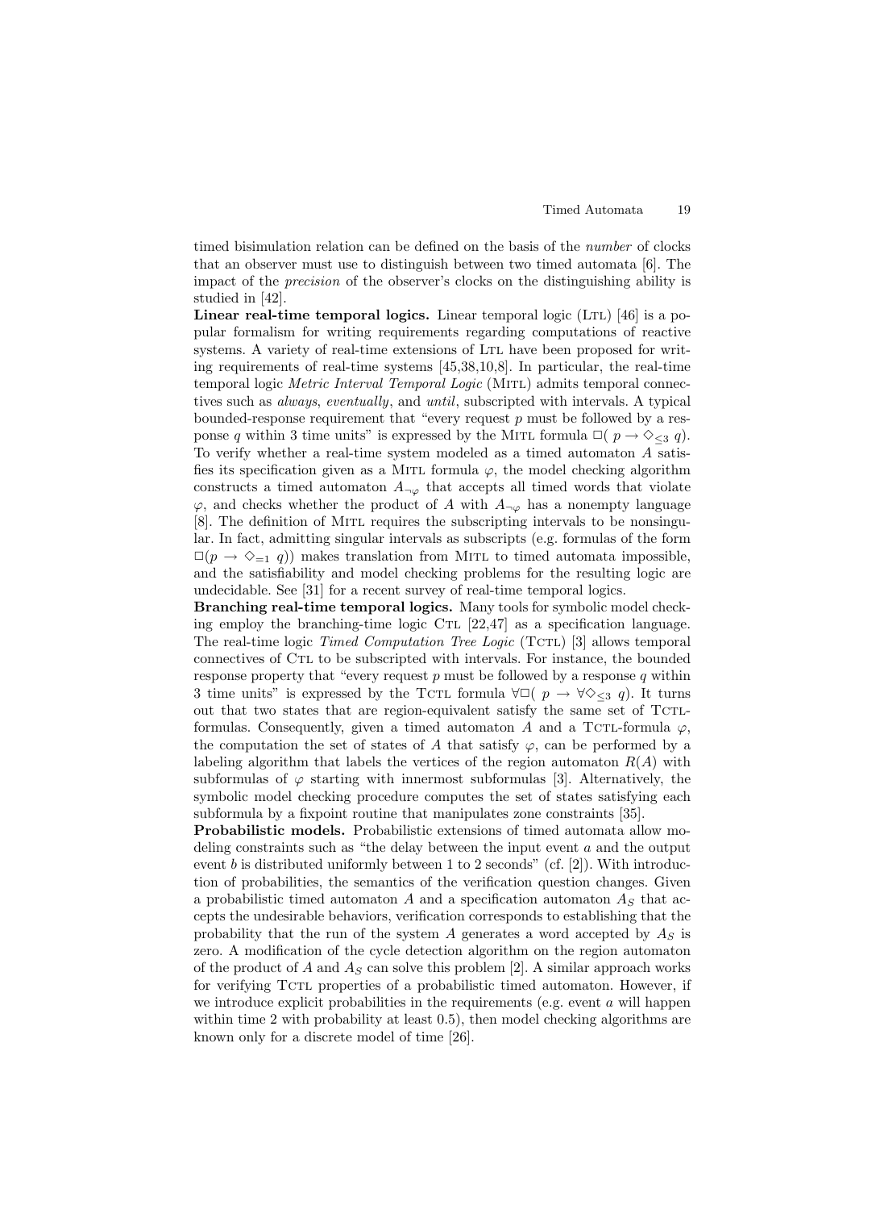timed bisimulation relation can be defined on the basis of the *number* of clocks that an observer must use to distinguish between two timed automata [6]. The impact of the *precision* of the observer's clocks on the distinguishing ability is studied in [42].

**Linear real-time temporal logics.** Linear temporal logic (LTL) [46] is a popular formalism for writing requirements regarding computations of reactive systems. A variety of real-time extensions of LTL have been proposed for writing requirements of real-time systems [45,38,10,8]. In particular, the real-time temporal logic *Metric Interval Temporal Logic* (MITL) admits temporal connectives such as *always*, *eventually*, and *until*, subscripted with intervals. A typical bounded-response requirement that "every request $p$ must be followed by a response $q$ within 3 time units" is expressed by the MITL formula $\Box(\ p \rightarrow \Diamond_{\leq 3}\ q)$. To verify whether a real-time system modeled as a timed automaton $A$ satisfies its specification given as a MITL formula $\varphi$, the model checking algorithm constructs a timed automaton $A_{\neg\varphi}$ that accepts all timed words that violate $\varphi$, and checks whether the product of $A$ with $A_{\neg\varphi}$ has a nonempty language [8]. The definition of MITL requires the subscripting intervals to be nonsingular. In fact, admitting singular intervals as subscripts (e.g. formulas of the form $\Box(p \rightarrow \Diamond_{=1}\ q)$) makes translation from MITL to timed automata impossible, and the satisfiability and model checking problems for the resulting logic are undecidable. See [31] for a recent survey of real-time temporal logics.

**Branching real-time temporal logics.** Many tools for symbolic model checking employ the branching-time logic CTL [22,47] as a specification language. The real-time logic *Timed Computation Tree Logic* (TCTL) [3] allows temporal connectives of CTL to be subscripted with intervals. For instance, the bounded response property that "every request $p$ must be followed by a response $q$ within 3 time units" is expressed by the TCTL formula $\forall\Box(\ p \rightarrow \forall\Diamond_{\leq 3}\ q)$. It turns out that two states that are region-equivalent satisfy the same set of TCTL-formulas. Consequently, given a timed automaton $A$ and a TCTL-formula $\varphi$, the computation the set of states of $A$ that satisfy $\varphi$, can be performed by a labeling algorithm that labels the vertices of the region automaton $R(A)$ with subformulas of $\varphi$ starting with innermost subformulas [3]. Alternatively, the symbolic model checking procedure computes the set of states satisfying each subformula by a fixpoint routine that manipulates zone constraints [35].

**Probabilistic models.** Probabilistic extensions of timed automata allow modeling constraints such as "the delay between the input event $a$ and the output event $b$ is distributed uniformly between 1 to 2 seconds" (cf. [2]). With introduction of probabilities, the semantics of the verification question changes. Given a probabilistic timed automaton $A$ and a specification automaton $A_S$ that accepts the undesirable behaviors, verification corresponds to establishing that the probability that the run of the system $A$ generates a word accepted by $A_S$ is zero. A modification of the cycle detection algorithm on the region automaton of the product of $A$ and $A_S$ can solve this problem [2]. A similar approach works for verifying TCTL properties of a probabilistic timed automaton. However, if we introduce explicit probabilities in the requirements (e.g. event $a$ will happen within time 2 with probability at least 0.5), then model checking algorithms are known only for a discrete model of time [26].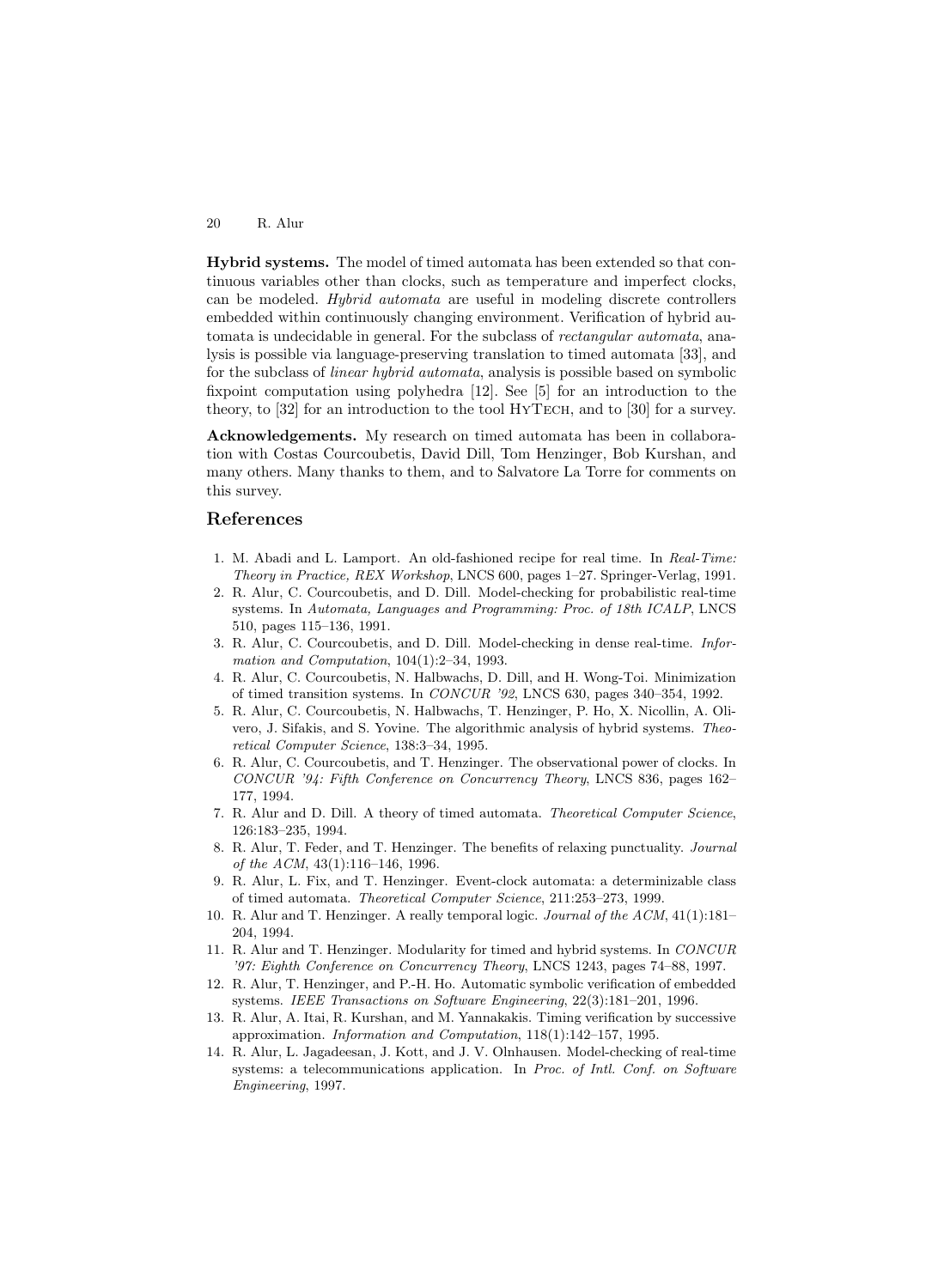**Hybrid systems.** The model of timed automata has been extended so that continuous variables other than clocks, such as temperature and imperfect clocks, can be modeled. *Hybrid automata* are useful in modeling discrete controllers embedded within continuously changing environment. Verification of hybrid automata is undecidable in general. For the subclass of *rectangular automata*, analysis is possible via language-preserving translation to timed automata [33], and for the subclass of *linear hybrid automata*, analysis is possible based on symbolic fixpoint computation using polyhedra [12]. See [5] for an introduction to the theory, to [32] for an introduction to the tool HyTech, and to [30] for a survey.

**Acknowledgements.** My research on timed automata has been in collaboration with Costas Courcoubetis, David Dill, Tom Henzinger, Bob Kurshan, and many others. Many thanks to them, and to Salvatore La Torre for comments on this survey.

## References

1. M. Abadi and L. Lamport. An old-fashioned recipe for real time. In *Real-Time: Theory in Practice, REX Workshop*, LNCS 600, pages 1–27. Springer-Verlag, 1991.
2. R. Alur, C. Courcoubetis, and D. Dill. Model-checking for probabilistic real-time systems. In *Automata, Languages and Programming: Proc. of 18th ICALP*, LNCS 510, pages 115–136, 1991.
3. R. Alur, C. Courcoubetis, and D. Dill. Model-checking in dense real-time. *Information and Computation*, 104(1):2–34, 1993.
4. R. Alur, C. Courcoubetis, N. Halbwachs, D. Dill, and H. Wong-Toi. Minimization of timed transition systems. In *CONCUR '92*, LNCS 630, pages 340–354, 1992.
5. R. Alur, C. Courcoubetis, N. Halbwachs, T. Henzinger, P. Ho, X. Nicollin, A. Olivero, J. Sifakis, and S. Yovine. The algorithmic analysis of hybrid systems. *Theoretical Computer Science*, 138:3–34, 1995.
6. R. Alur, C. Courcoubetis, and T. Henzinger. The observational power of clocks. In *CONCUR '94: Fifth Conference on Concurrency Theory*, LNCS 836, pages 162–177, 1994.
7. R. Alur and D. Dill. A theory of timed automata. *Theoretical Computer Science*, 126:183–235, 1994.
8. R. Alur, T. Feder, and T. Henzinger. The benefits of relaxing punctuality. *Journal of the ACM*, 43(1):116–146, 1996.
9. R. Alur, L. Fix, and T. Henzinger. Event-clock automata: a determinizable class of timed automata. *Theoretical Computer Science*, 211:253–273, 1999.
10. R. Alur and T. Henzinger. A really temporal logic. *Journal of the ACM*, 41(1):181–204, 1994.
11. R. Alur and T. Henzinger. Modularity for timed and hybrid systems. In *CONCUR '97: Eighth Conference on Concurrency Theory*, LNCS 1243, pages 74–88, 1997.
12. R. Alur, T. Henzinger, and P.-H. Ho. Automatic symbolic verification of embedded systems. *IEEE Transactions on Software Engineering*, 22(3):181–201, 1996.
13. R. Alur, A. Itai, R. Kurshan, and M. Yannakakis. Timing verification by successive approximation. *Information and Computation*, 118(1):142–157, 1995.
14. R. Alur, L. Jagadeesan, J. Kott, and J. V. Olnhausen. Model-checking of real-time systems: a telecommunications application. In *Proc. of Intl. Conf. on Software Engineering*, 1997.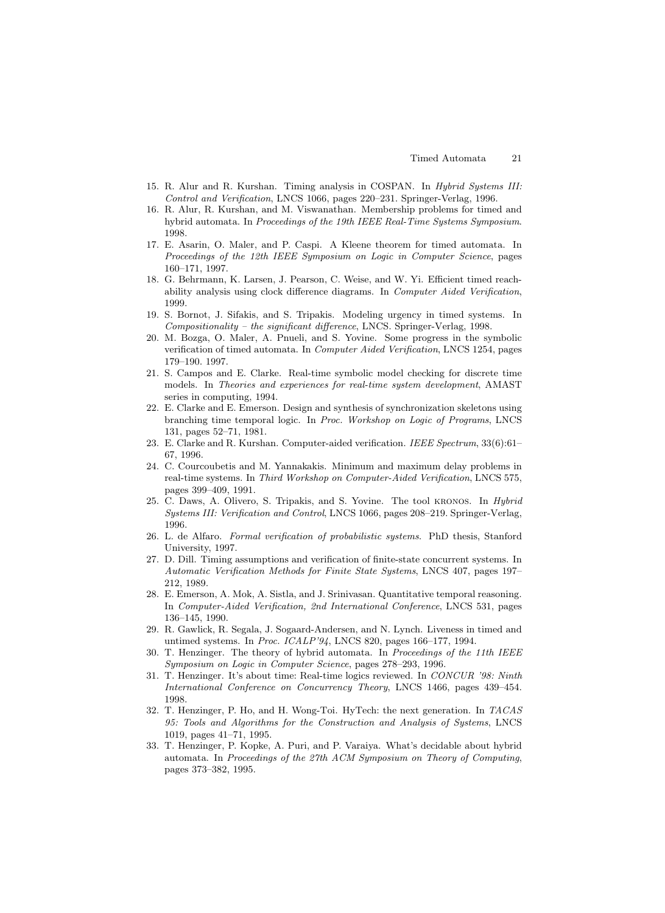15. R. Alur and R. Kurshan. Timing analysis in COSPAN. In *Hybrid Systems III: Control and Verification*, LNCS 1066, pages 220–231. Springer-Verlag, 1996.
16. R. Alur, R. Kurshan, and M. Viswanathan. Membership problems for timed and hybrid automata. In *Proceedings of the 19th IEEE Real-Time Systems Symposium*. 1998.
17. E. Asarin, O. Maler, and P. Caspi. A Kleene theorem for timed automata. In *Proceedings of the 12th IEEE Symposium on Logic in Computer Science*, pages 160–171, 1997.
18. G. Behrmann, K. Larsen, J. Pearson, C. Weise, and W. Yi. Efficient timed reachability analysis using clock difference diagrams. In *Computer Aided Verification*, 1999.
19. S. Bornot, J. Sifakis, and S. Tripakis. Modeling urgency in timed systems. In *Compositionality – the significant difference*, LNCS. Springer-Verlag, 1998.
20. M. Bozga, O. Maler, A. Pnueli, and S. Yovine. Some progress in the symbolic verification of timed automata. In *Computer Aided Verification*, LNCS 1254, pages 179–190. 1997.
21. S. Campos and E. Clarke. Real-time symbolic model checking for discrete time models. In *Theories and experiences for real-time system development*, AMAST series in computing, 1994.
22. E. Clarke and E. Emerson. Design and synthesis of synchronization skeletons using branching time temporal logic. In *Proc. Workshop on Logic of Programs*, LNCS 131, pages 52–71, 1981.
23. E. Clarke and R. Kurshan. Computer-aided verification. *IEEE Spectrum*, 33(6):61–67, 1996.
24. C. Courcoubetis and M. Yannakakis. Minimum and maximum delay problems in real-time systems. In *Third Workshop on Computer-Aided Verification*, LNCS 575, pages 399–409, 1991.
25. C. Daws, A. Olivero, S. Tripakis, and S. Yovine. The tool KRONOS. In *Hybrid Systems III: Verification and Control*, LNCS 1066, pages 208–219. Springer-Verlag, 1996.
26. L. de Alfaro. *Formal verification of probabilistic systems*. PhD thesis, Stanford University, 1997.
27. D. Dill. Timing assumptions and verification of finite-state concurrent systems. In *Automatic Verification Methods for Finite State Systems*, LNCS 407, pages 197–212, 1989.
28. E. Emerson, A. Mok, A. Sistla, and J. Srinivasan. Quantitative temporal reasoning. In *Computer-Aided Verification, 2nd International Conference*, LNCS 531, pages 136–145, 1990.
29. R. Gawlick, R. Segala, J. Sogaard-Andersen, and N. Lynch. Liveness in timed and untimed systems. In *Proc. ICALP'94*, LNCS 820, pages 166–177, 1994.
30. T. Henzinger. The theory of hybrid automata. In *Proceedings of the 11th IEEE Symposium on Logic in Computer Science*, pages 278–293, 1996.
31. T. Henzinger. It's about time: Real-time logics reviewed. In *CONCUR '98: Ninth International Conference on Concurrency Theory*, LNCS 1466, pages 439–454. 1998.
32. T. Henzinger, P. Ho, and H. Wong-Toi. HyTech: the next generation. In *TACAS 95: Tools and Algorithms for the Construction and Analysis of Systems*, LNCS 1019, pages 41–71, 1995.
33. T. Henzinger, P. Kopke, A. Puri, and P. Varaiya. What's decidable about hybrid automata. In *Proceedings of the 27th ACM Symposium on Theory of Computing*, pages 373–382, 1995.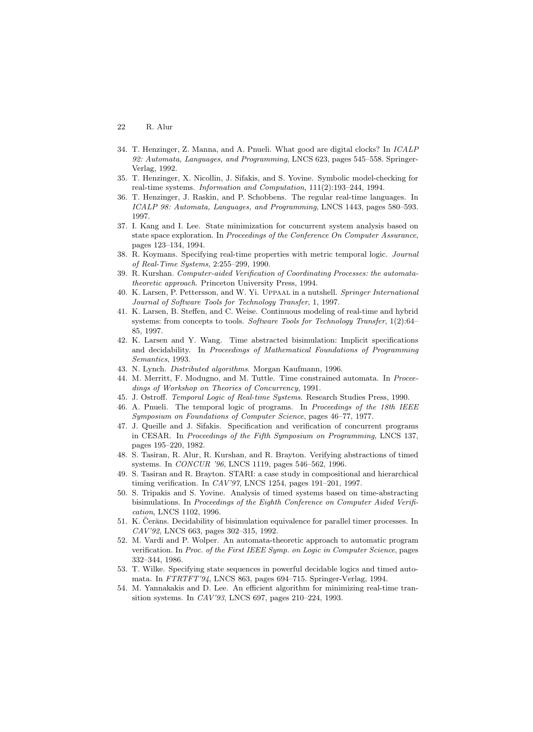34. T. Henzinger, Z. Manna, and A. Pnueli. What good are digital clocks? In *ICALP 92: Automata, Languages, and Programming*, LNCS 623, pages 545–558. Springer-Verlag, 1992.
35. T. Henzinger, X. Nicollin, J. Sifakis, and S. Yovine. Symbolic model-checking for real-time systems. *Information and Computation*, 111(2):193–244, 1994.
36. T. Henzinger, J. Raskin, and P. Schobbens. The regular real-time languages. In *ICALP 98: Automata, Languages, and Programming*, LNCS 1443, pages 580–593. 1997.
37. I. Kang and I. Lee. State minimization for concurrent system analysis based on state space exploration. In *Proceedings of the Conference On Computer Assurance*, pages 123–134, 1994.
38. R. Koymans. Specifying real-time properties with metric temporal logic. *Journal of Real-Time Systems*, 2:255–299, 1990.
39. R. Kurshan. *Computer-aided Verification of Coordinating Processes: the automata-theoretic approach*. Princeton University Press, 1994.
40. K. Larsen, P. Pettersson, and W. Yi. Uppaal in a nutshell. *Springer International Journal of Software Tools for Technology Transfer*, 1, 1997.
41. K. Larsen, B. Steffen, and C. Weise. Continuous modeling of real-time and hybrid systems: from concepts to tools. *Software Tools for Technology Transfer*, 1(2):64–85, 1997.
42. K. Larsen and Y. Wang. Time abstracted bisimulation: Implicit specifications and decidability. In *Proceedings of Mathematical Foundations of Programming Semantics*, 1993.
43. N. Lynch. *Distributed algorithms*. Morgan Kaufmann, 1996.
44. M. Merritt, F. Modugno, and M. Tuttle. Time constrained automata. In *Proceedings of Workshop on Theories of Concurrency*, 1991.
45. J. Ostroff. *Temporal Logic of Real-time Systems*. Research Studies Press, 1990.
46. A. Pnueli. The temporal logic of programs. In *Proceedings of the 18th IEEE Symposium on Foundations of Computer Science*, pages 46–77, 1977.
47. J. Queille and J. Sifakis. Specification and verification of concurrent programs in CESAR. In *Proceedings of the Fifth Symposium on Programming*, LNCS 137, pages 195–220, 1982.
48. S. Tasiran, R. Alur, R. Kurshan, and R. Brayton. Verifying abstractions of timed systems. In *CONCUR '96*, LNCS 1119, pages 546–562, 1996.
49. S. Tasiran and R. Brayton. STARI: a case study in compositional and hierarchical timing verification. In *CAV'97*, LNCS 1254, pages 191–201, 1997.
50. S. Tripakis and S. Yovine. Analysis of timed systems based on time-abstracting bisimulations. In *Proceedings of the Eighth Conference on Computer Aided Verification*, LNCS 1102, 1996.
51. K. Čerāns. Decidability of bisimulation equivalence for parallel timer processes. In *CAV'92*, LNCS 663, pages 302–315, 1992.
52. M. Vardi and P. Wolper. An automata-theoretic approach to automatic program verification. In *Proc. of the First IEEE Symp. on Logic in Computer Science*, pages 332–344, 1986.
53. T. Wilke. Specifying state sequences in powerful decidable logics and timed automata. In *FTRTFT'94*, LNCS 863, pages 694–715. Springer-Verlag, 1994.
54. M. Yannakakis and D. Lee. An efficient algorithm for minimizing real-time transition systems. In *CAV'93*, LNCS 697, pages 210–224, 1993.